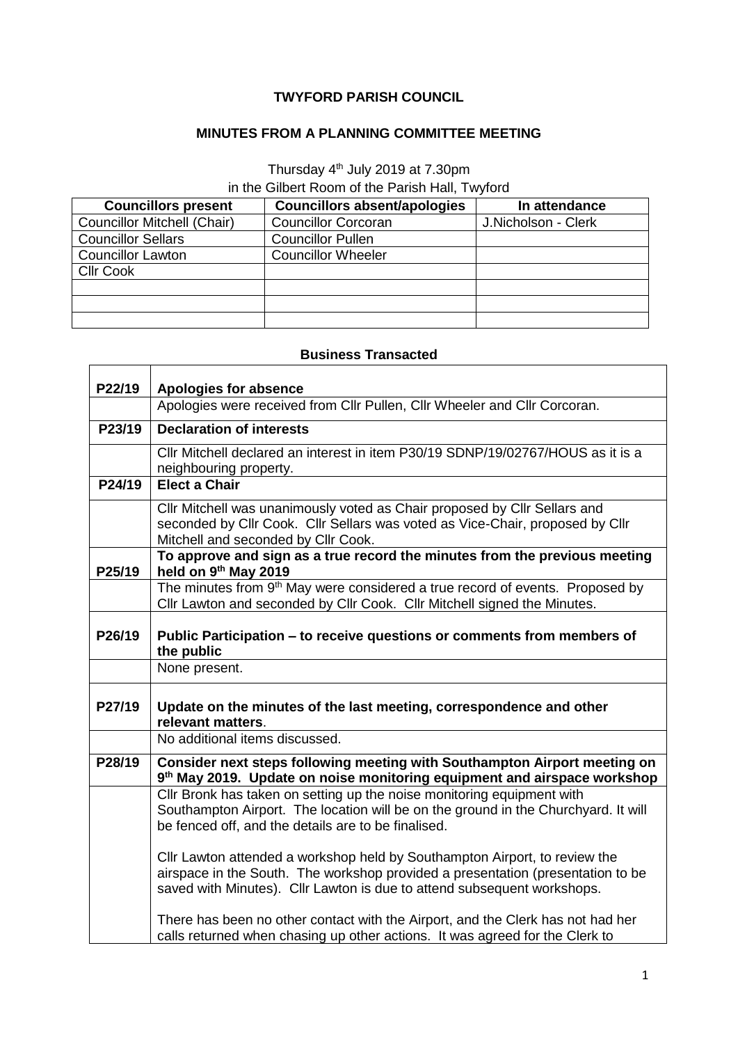**TWYFORD PARISH COUNCIL**

**MINUTES FROM A PLANNING COMMITTEE MEETING**

Thursday 4th July 2019 at 7.30pm
in the Gilbert Room of the Parish Hall, Twyford

| Councillors present | Councillors absent/apologies | In attendance |
|---|---|---|
| Councillor Mitchell (Chair) | Councillor Corcoran | J.Nicholson - Clerk |
| Councillor Sellars | Councillor Pullen | |
| Councillor Lawton | Councillor Wheeler | |
| Cllr Cook | | |
| | | |
| | | |
| | | |

**Business Transacted**

| | |
|---|---|
| **P22/19** | **Apologies for absence** |
| | Apologies were received from Cllr Pullen, Cllr Wheeler and Cllr Corcoran. |
| **P23/19** | **Declaration of interests** |
| | Cllr Mitchell declared an interest in item P30/19 SDNP/19/02767/HOUS as it is a neighbouring property. |
| **P24/19** | **Elect a Chair** |
| | Cllr Mitchell was unanimously voted as Chair proposed by Cllr Sellars and seconded by Cllr Cook. Cllr Sellars was voted as Vice-Chair, proposed by Cllr Mitchell and seconded by Cllr Cook. |
| **P25/19** | **To approve and sign as a true record the minutes from the previous meeting held on 9th May 2019** |
| | The minutes from 9th May were considered a true record of events. Proposed by Cllr Lawton and seconded by Cllr Cook. Cllr Mitchell signed the Minutes. |
| **P26/19** | **Public Participation – to receive questions or comments from members of the public** |
| | None present. |
| **P27/19** | **Update on the minutes of the last meeting, correspondence and other relevant matters**. |
| | No additional items discussed. |
| **P28/19** | **Consider next steps following meeting with Southampton Airport meeting on 9th May 2019. Update on noise monitoring equipment and airspace workshop** |
| | Cllr Bronk has taken on setting up the noise monitoring equipment with Southampton Airport. The location will be on the ground in the Churchyard. It will be fenced off, and the details are to be finalised.<br><br>Cllr Lawton attended a workshop held by Southampton Airport, to review the airspace in the South. The workshop provided a presentation (presentation to be saved with Minutes). Cllr Lawton is due to attend subsequent workshops.<br><br>There has been no other contact with the Airport, and the Clerk has not had her calls returned when chasing up other actions. It was agreed for the Clerk to |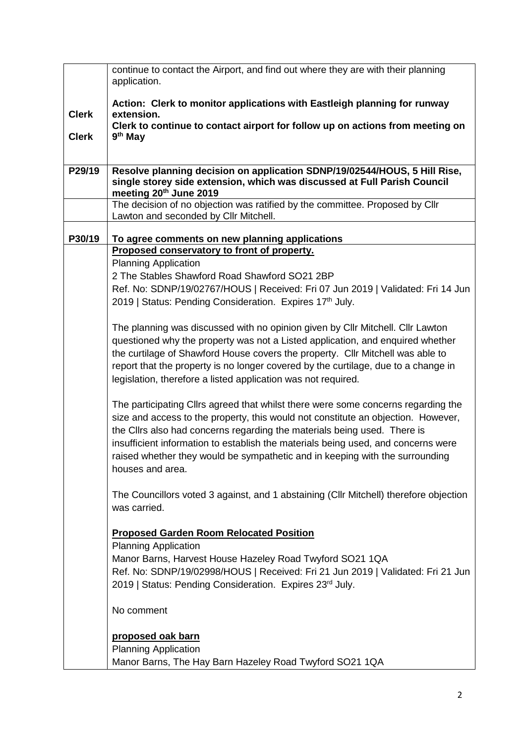| | |
|---|---|
| | continue to contact the Airport, and find out where they are with their planning application.<br><br>**Action: Clerk to monitor applications with Eastleigh planning for runway extension.** |
| **Clerk** | **Clerk to continue to contact airport for follow up on actions from meeting on 9th May** |
| **Clerk** | |
| **P29/19** | **Resolve planning decision on application SDNP/19/02544/HOUS, 5 Hill Rise, single storey side extension, which was discussed at Full Parish Council meeting 20th June 2019** |
| | The decision of no objection was ratified by the committee. Proposed by Cllr Lawton and seconded by Cllr Mitchell. |
| **P30/19** | **To agree comments on new planning applications** |
| | **Proposed conservatory to front of property.**<br>Planning Application<br>2 The Stables Shawford Road Shawford SO21 2BP<br>Ref. No: SDNP/19/02767/HOUS \| Received: Fri 07 Jun 2019 \| Validated: Fri 14 Jun 2019 \| Status: Pending Consideration. Expires 17th July.<br><br>The planning was discussed with no opinion given by Cllr Mitchell. Cllr Lawton questioned why the property was not a Listed application, and enquired whether the curtilage of Shawford House covers the property. Cllr Mitchell was able to report that the property is no longer covered by the curtilage, due to a change in legislation, therefore a listed application was not required.<br><br>The participating Cllrs agreed that whilst there were some concerns regarding the size and access to the property, this would not constitute an objection. However, the Cllrs also had concerns regarding the materials being used. There is insufficient information to establish the materials being used, and concerns were raised whether they would be sympathetic and in keeping with the surrounding houses and area.<br><br>The Councillors voted 3 against, and 1 abstaining (Cllr Mitchell) therefore objection was carried.<br><br>**Proposed Garden Room Relocated Position**<br>Planning Application<br>Manor Barns, Harvest House Hazeley Road Twyford SO21 1QA<br>Ref. No: SDNP/19/02998/HOUS \| Received: Fri 21 Jun 2019 \| Validated: Fri 21 Jun 2019 \| Status: Pending Consideration. Expires 23rd July.<br><br>No comment<br><br>**proposed oak barn**<br>Planning Application<br>Manor Barns, The Hay Barn Hazeley Road Twyford SO21 1QA |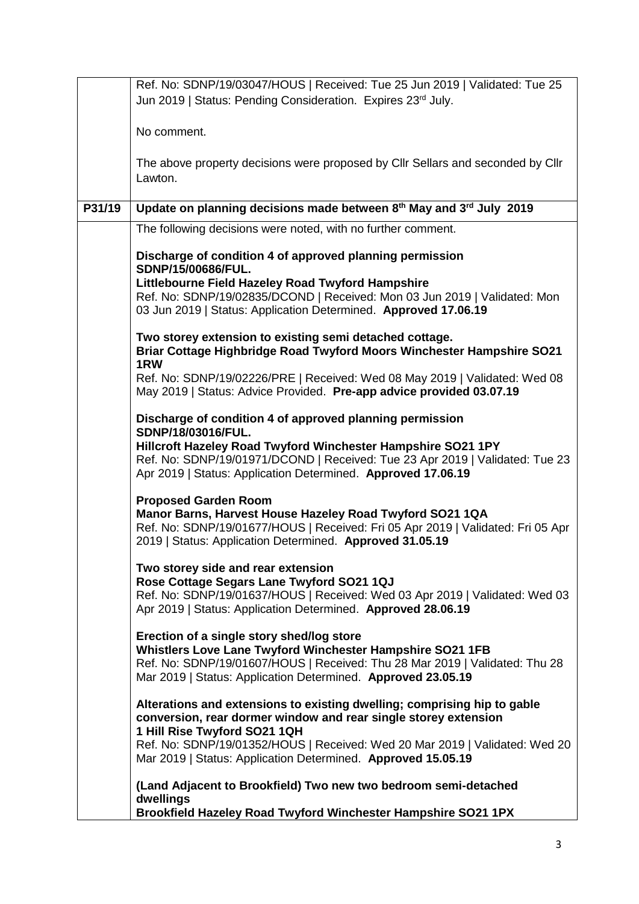| | |
|---|---|
| | Ref. No: SDNP/19/03047/HOUS \| Received: Tue 25 Jun 2019 \| Validated: Tue 25 Jun 2019 \| Status: Pending Consideration. Expires 23rd July.<br><br>No comment.<br><br>The above property decisions were proposed by Cllr Sellars and seconded by Cllr Lawton. |
| **P31/19** | **Update on planning decisions made between 8th May and 3rd July 2019** |
| | The following decisions were noted, with no further comment.<br><br>**Discharge of condition 4 of approved planning permission SDNP/15/00686/FUL.**<br>**Littlebourne Field Hazeley Road Twyford Hampshire**<br>Ref. No: SDNP/19/02835/DCOND \| Received: Mon 03 Jun 2019 \| Validated: Mon 03 Jun 2019 \| Status: Application Determined. **Approved 17.06.19**<br><br>**Two storey extension to existing semi detached cottage.**<br>**Briar Cottage Highbridge Road Twyford Moors Winchester Hampshire SO21 1RW**<br>Ref. No: SDNP/19/02226/PRE \| Received: Wed 08 May 2019 \| Validated: Wed 08 May 2019 \| Status: Advice Provided. **Pre-app advice provided 03.07.19**<br><br>**Discharge of condition 4 of approved planning permission SDNP/18/03016/FUL.**<br>**Hillcroft Hazeley Road Twyford Winchester Hampshire SO21 1PY**<br>Ref. No: SDNP/19/01971/DCOND \| Received: Tue 23 Apr 2019 \| Validated: Tue 23 Apr 2019 \| Status: Application Determined. **Approved 17.06.19**<br><br>**Proposed Garden Room**<br>**Manor Barns, Harvest House Hazeley Road Twyford SO21 1QA**<br>Ref. No: SDNP/19/01677/HOUS \| Received: Fri 05 Apr 2019 \| Validated: Fri 05 Apr 2019 \| Status: Application Determined. **Approved 31.05.19**<br><br>**Two storey side and rear extension**<br>**Rose Cottage Segars Lane Twyford SO21 1QJ**<br>Ref. No: SDNP/19/01637/HOUS \| Received: Wed 03 Apr 2019 \| Validated: Wed 03 Apr 2019 \| Status: Application Determined. **Approved 28.06.19**<br><br>**Erection of a single story shed/log store**<br>**Whistlers Love Lane Twyford Winchester Hampshire SO21 1FB**<br>Ref. No: SDNP/19/01607/HOUS \| Received: Thu 28 Mar 2019 \| Validated: Thu 28 Mar 2019 \| Status: Application Determined. **Approved 23.05.19**<br><br>**Alterations and extensions to existing dwelling; comprising hip to gable conversion, rear dormer window and rear single storey extension**<br>**1 Hill Rise Twyford SO21 1QH**<br>Ref. No: SDNP/19/01352/HOUS \| Received: Wed 20 Mar 2019 \| Validated: Wed 20 Mar 2019 \| Status: Application Determined. **Approved 15.05.19**<br><br>**(Land Adjacent to Brookfield) Two new two bedroom semi-detached dwellings**<br>**Brookfield Hazeley Road Twyford Winchester Hampshire SO21 1PX** |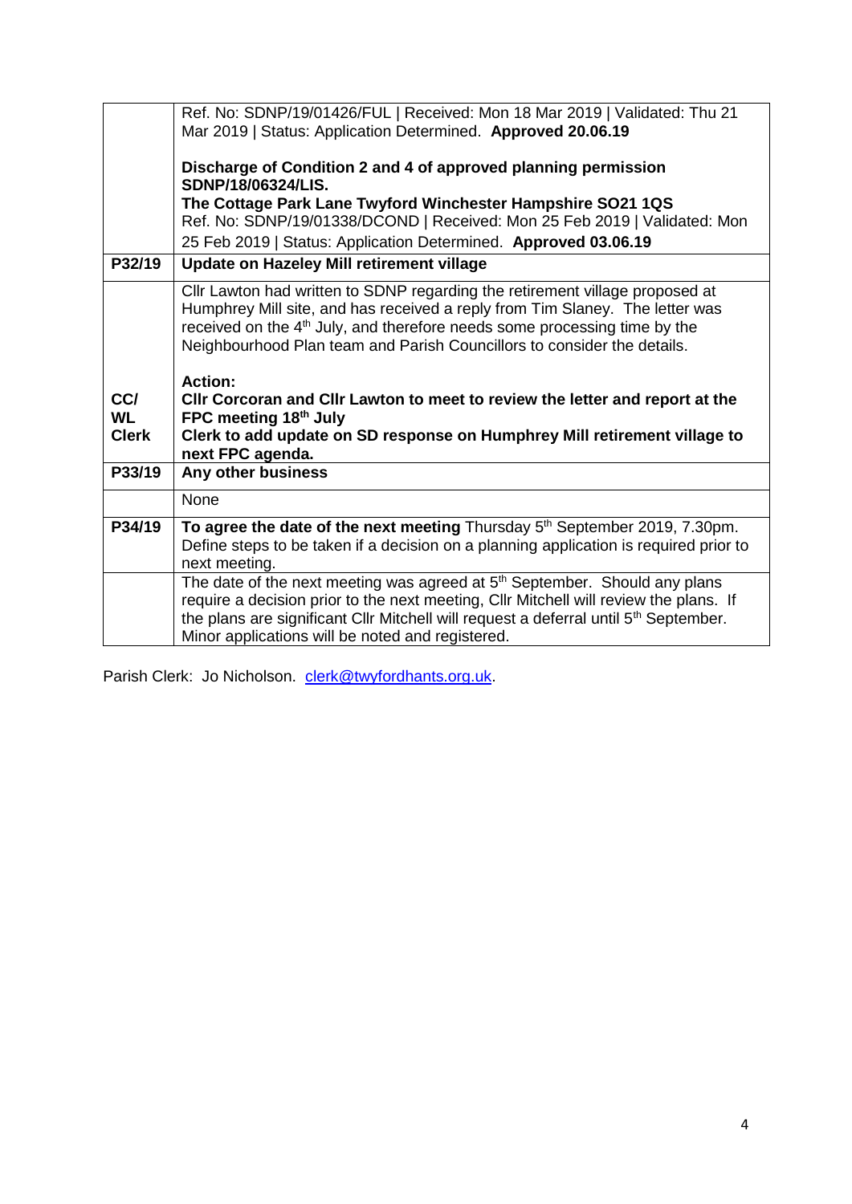| | |
|---|---|
| | Ref. No: SDNP/19/01426/FUL \| Received: Mon 18 Mar 2019 \| Validated: Thu 21 Mar 2019 \| Status: Application Determined. **Approved 20.06.19**<br><br>**Discharge of Condition 2 and 4 of approved planning permission SDNP/18/06324/LIS.**<br>**The Cottage Park Lane Twyford Winchester Hampshire SO21 1QS**<br>Ref. No: SDNP/19/01338/DCOND \| Received: Mon 25 Feb 2019 \| Validated: Mon 25 Feb 2019 \| Status: Application Determined. **Approved 03.06.19** |
| **P32/19** | **Update on Hazeley Mill retirement village** |
| <br><br><br><br><br>**CC/**<br>**WL**<br>**Clerk** | Cllr Lawton had written to SDNP regarding the retirement village proposed at Humphrey Mill site, and has received a reply from Tim Slaney. The letter was received on the 4th July, and therefore needs some processing time by the Neighbourhood Plan team and Parish Councillors to consider the details.<br><br>**Action:**<br>**Cllr Corcoran and Cllr Lawton to meet to review the letter and report at the FPC meeting 18th July**<br>**Clerk to add update on SD response on Humphrey Mill retirement village to next FPC agenda.** |
| **P33/19** | **Any other business** |
| | None |
| **P34/19** | **To agree the date of the next meeting** Thursday 5th September 2019, 7.30pm. Define steps to be taken if a decision on a planning application is required prior to next meeting. |
| | The date of the next meeting was agreed at 5th September. Should any plans require a decision prior to the next meeting, Cllr Mitchell will review the plans. If the plans are significant Cllr Mitchell will request a deferral until 5th September. Minor applications will be noted and registered. |

Parish Clerk: Jo Nicholson. clerk@twyfordhants.org.uk.